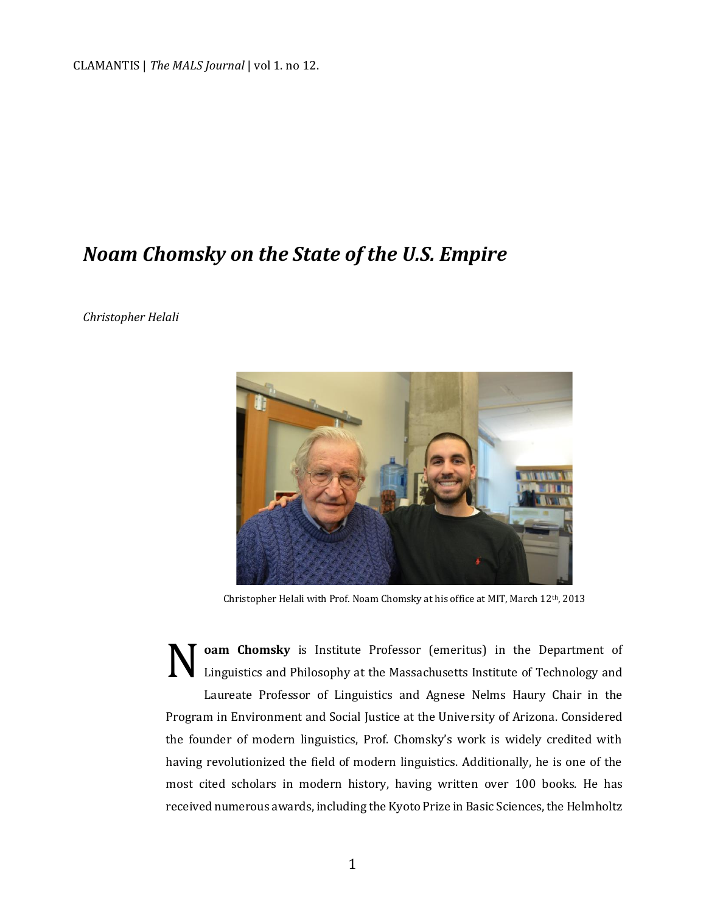# *Noam Chomsky on the State of the U.S. Empire*

*Christopher Helali*

Christopher Helali with Prof. Noam Chomsky at his office at MIT, March 12th, 2013

**Noam Chomsky** is Institute Professor (emeritus) in the Department of Linguistics and Philosophy at the Massachusetts Institute of Technology and Laureate Professor of Linguistics and Agnese Nelms Haury Chair in the Program in Environment and Social Justice at the University of Arizona. Considered the founder of modern linguistics, Prof. Chomsky's work is widely credited with having revolutionized the field of modern linguistics. Additionally, he is one of the most cited scholars in modern history, having written over 100 books. He has received numerous awards, including the Kyoto Prize in Basic Sciences, the Helmholtz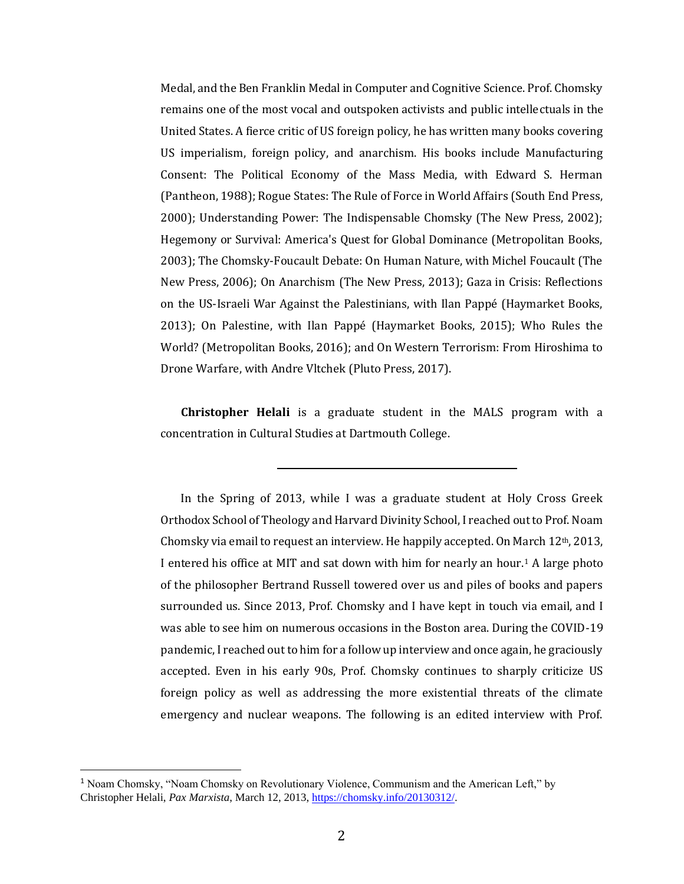Medal, and the Ben Franklin Medal in Computer and Cognitive Science. Prof. Chomsky remains one of the most vocal and outspoken activists and public intellectuals in the United States. A fierce critic of US foreign policy, he has written many books covering US imperialism, foreign policy, and anarchism. His books include Manufacturing Consent: The Political Economy of the Mass Media, with Edward S. Herman (Pantheon, 1988); Rogue States: The Rule of Force in World Affairs (South End Press, 2000); Understanding Power: The Indispensable Chomsky (The New Press, 2002); Hegemony or Survival: America's Quest for Global Dominance (Metropolitan Books, 2003); The Chomsky-Foucault Debate: On Human Nature, with Michel Foucault (The New Press, 2006); On Anarchism (The New Press, 2013); Gaza in Crisis: Reflections on the US-Israeli War Against the Palestinians, with Ilan Pappé (Haymarket Books, 2013); On Palestine, with Ilan Pappé (Haymarket Books, 2015); Who Rules the World? (Metropolitan Books, 2016); and On Western Terrorism: From Hiroshima to Drone Warfare, with Andre Vltchek (Pluto Press, 2017).

**Christopher Helali** is a graduate student in the MALS program with a concentration in Cultural Studies at Dartmouth College.

---

In the Spring of 2013, while I was a graduate student at Holy Cross Greek Orthodox School of Theology and Harvard Divinity School, I reached out to Prof. Noam Chomsky via email to request an interview. He happily accepted. On March 12th, 2013, I entered his office at MIT and sat down with him for nearly an hour.[1] A large photo of the philosopher Bertrand Russell towered over us and piles of books and papers surrounded us. Since 2013, Prof. Chomsky and I have kept in touch via email, and I was able to see him on numerous occasions in the Boston area. During the COVID-19 pandemic, I reached out to him for a follow up interview and once again, he graciously accepted. Even in his early 90s, Prof. Chomsky continues to sharply criticize US foreign policy as well as addressing the more existential threats of the climate emergency and nuclear weapons. The following is an edited interview with Prof.

[1] Noam Chomsky, "Noam Chomsky on Revolutionary Violence, Communism and the American Left," by Christopher Helali, *Pax Marxista*, March 12, 2013, https://chomsky.info/20130312/.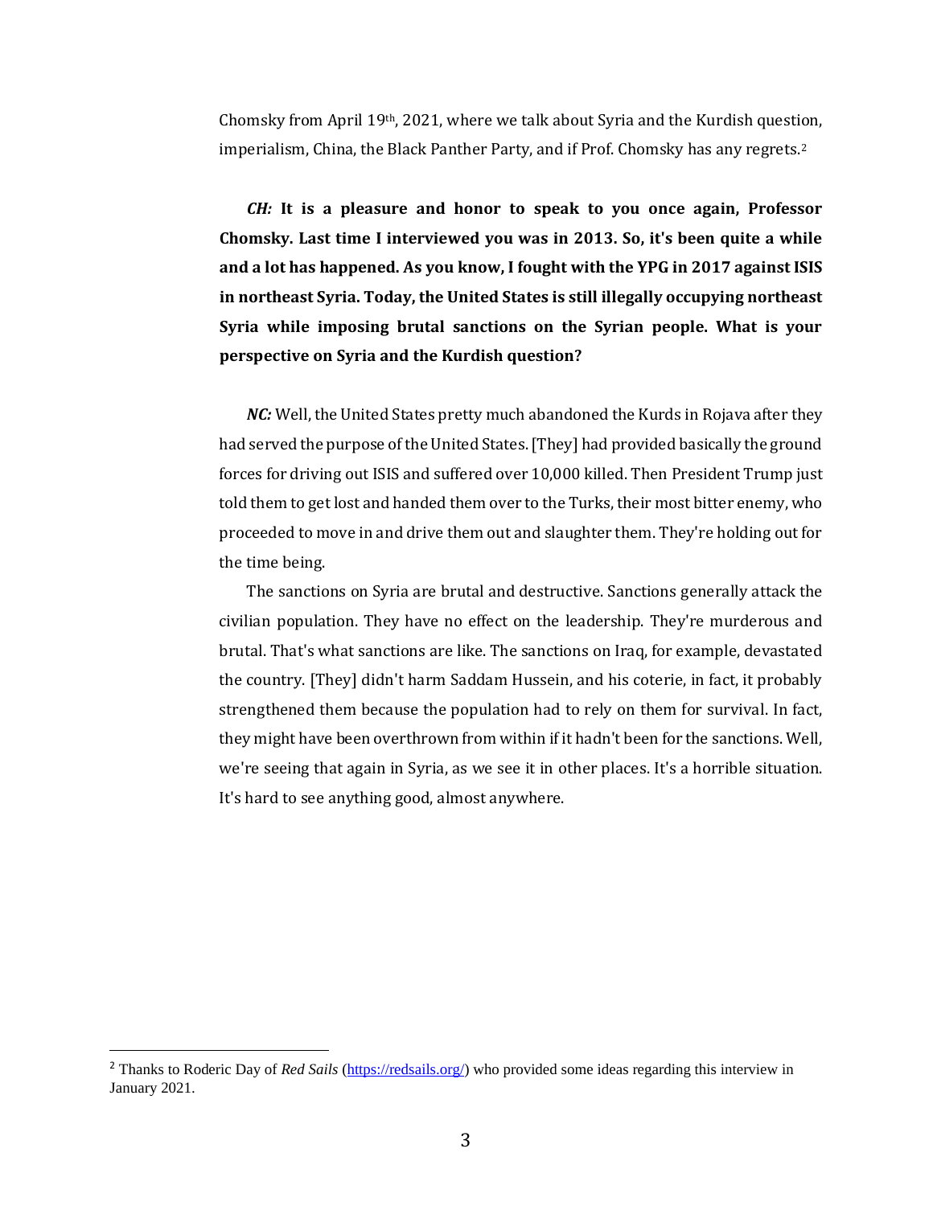Chomsky from April 19th, 2021, where we talk about Syria and the Kurdish question, imperialism, China, the Black Panther Party, and if Prof. Chomsky has any regrets.[2]

***CH:* It is a pleasure and honor to speak to you once again, Professor Chomsky. Last time I interviewed you was in 2013. So, it's been quite a while and a lot has happened. As you know, I fought with the YPG in 2017 against ISIS in northeast Syria. Today, the United States is still illegally occupying northeast Syria while imposing brutal sanctions on the Syrian people. What is your perspective on Syria and the Kurdish question?**

***NC:*** Well, the United States pretty much abandoned the Kurds in Rojava after they had served the purpose of the United States. [They] had provided basically the ground forces for driving out ISIS and suffered over 10,000 killed. Then President Trump just told them to get lost and handed them over to the Turks, their most bitter enemy, who proceeded to move in and drive them out and slaughter them. They're holding out for the time being.

The sanctions on Syria are brutal and destructive. Sanctions generally attack the civilian population. They have no effect on the leadership. They're murderous and brutal. That's what sanctions are like. The sanctions on Iraq, for example, devastated the country. [They] didn't harm Saddam Hussein, and his coterie, in fact, it probably strengthened them because the population had to rely on them for survival. In fact, they might have been overthrown from within if it hadn't been for the sanctions. Well, we're seeing that again in Syria, as we see it in other places. It's a horrible situation. It's hard to see anything good, almost anywhere.

---

[2] Thanks to Roderic Day of *Red Sails* (https://redsails.org/) who provided some ideas regarding this interview in January 2021.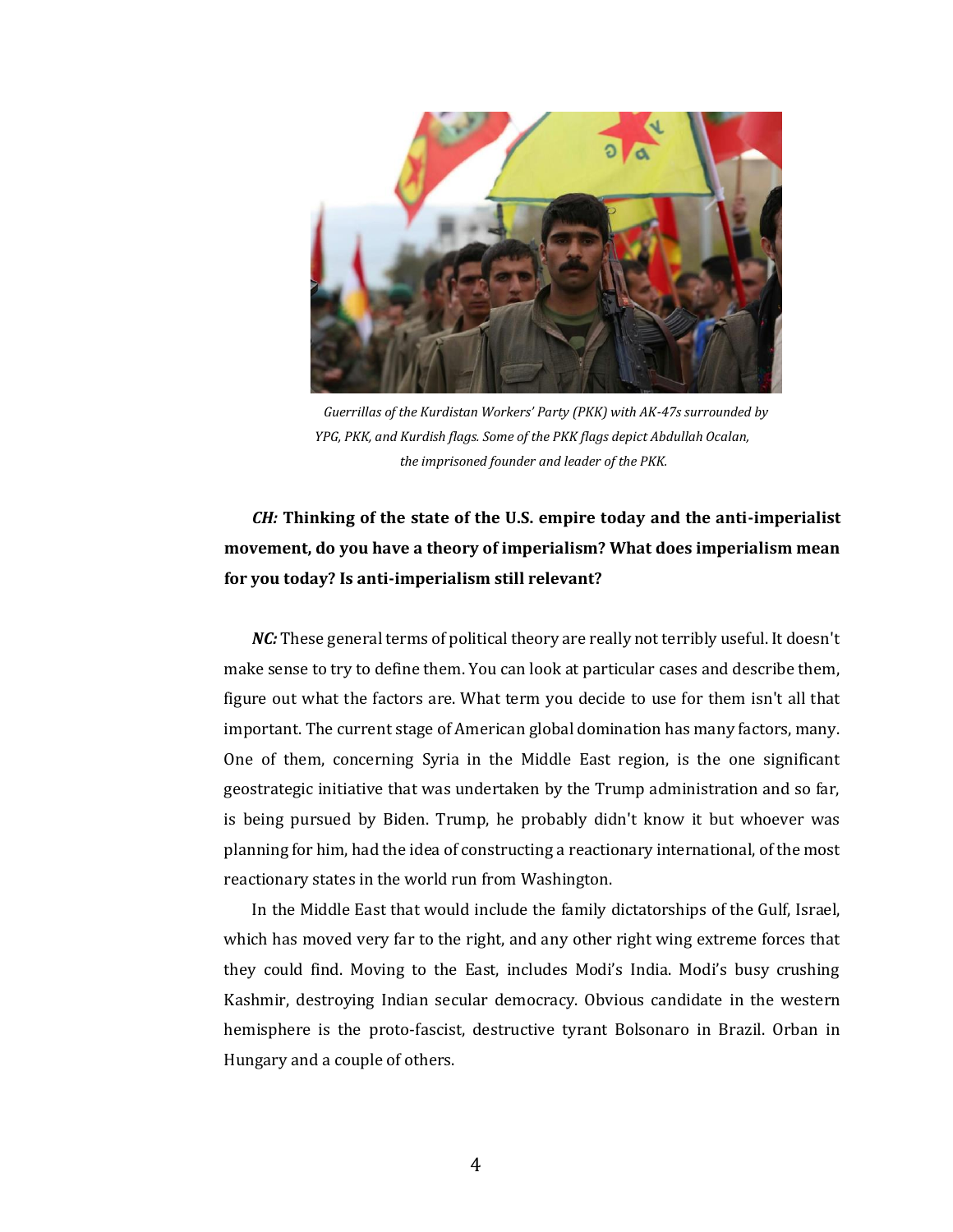*Guerrillas of the Kurdistan Workers' Party (PKK) with AK-47s surrounded by YPG, PKK, and Kurdish flags. Some of the PKK flags depict Abdullah Ocalan, the imprisoned founder and leader of the PKK.*

***CH:*** **Thinking of the state of the U.S. empire today and the anti-imperialist movement, do you have a theory of imperialism? What does imperialism mean for you today? Is anti-imperialism still relevant?**

***NC:*** These general terms of political theory are really not terribly useful. It doesn't make sense to try to define them. You can look at particular cases and describe them, figure out what the factors are. What term you decide to use for them isn't all that important. The current stage of American global domination has many factors, many. One of them, concerning Syria in the Middle East region, is the one significant geostrategic initiative that was undertaken by the Trump administration and so far, is being pursued by Biden. Trump, he probably didn't know it but whoever was planning for him, had the idea of constructing a reactionary international, of the most reactionary states in the world run from Washington.

In the Middle East that would include the family dictatorships of the Gulf, Israel, which has moved very far to the right, and any other right wing extreme forces that they could find. Moving to the East, includes Modi's India. Modi's busy crushing Kashmir, destroying Indian secular democracy. Obvious candidate in the western hemisphere is the proto-fascist, destructive tyrant Bolsonaro in Brazil. Orban in Hungary and a couple of others.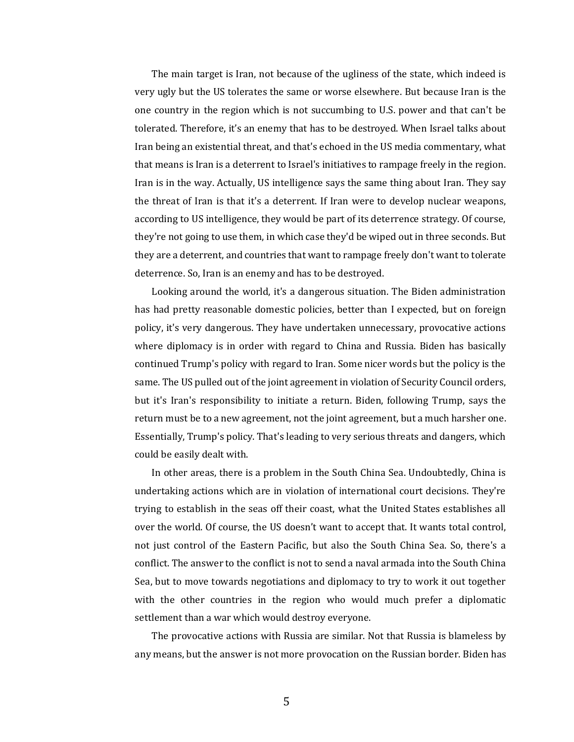The main target is Iran, not because of the ugliness of the state, which indeed is very ugly but the US tolerates the same or worse elsewhere. But because Iran is the one country in the region which is not succumbing to U.S. power and that can't be tolerated. Therefore, it's an enemy that has to be destroyed. When Israel talks about Iran being an existential threat, and that's echoed in the US media commentary, what that means is Iran is a deterrent to Israel's initiatives to rampage freely in the region. Iran is in the way. Actually, US intelligence says the same thing about Iran. They say the threat of Iran is that it's a deterrent. If Iran were to develop nuclear weapons, according to US intelligence, they would be part of its deterrence strategy. Of course, they're not going to use them, in which case they'd be wiped out in three seconds. But they are a deterrent, and countries that want to rampage freely don't want to tolerate deterrence. So, Iran is an enemy and has to be destroyed.

Looking around the world, it's a dangerous situation. The Biden administration has had pretty reasonable domestic policies, better than I expected, but on foreign policy, it's very dangerous. They have undertaken unnecessary, provocative actions where diplomacy is in order with regard to China and Russia. Biden has basically continued Trump's policy with regard to Iran. Some nicer words but the policy is the same. The US pulled out of the joint agreement in violation of Security Council orders, but it's Iran's responsibility to initiate a return. Biden, following Trump, says the return must be to a new agreement, not the joint agreement, but a much harsher one. Essentially, Trump's policy. That's leading to very serious threats and dangers, which could be easily dealt with.

In other areas, there is a problem in the South China Sea. Undoubtedly, China is undertaking actions which are in violation of international court decisions. They're trying to establish in the seas off their coast, what the United States establishes all over the world. Of course, the US doesn't want to accept that. It wants total control, not just control of the Eastern Pacific, but also the South China Sea. So, there's a conflict. The answer to the conflict is not to send a naval armada into the South China Sea, but to move towards negotiations and diplomacy to try to work it out together with the other countries in the region who would much prefer a diplomatic settlement than a war which would destroy everyone.

The provocative actions with Russia are similar. Not that Russia is blameless by any means, but the answer is not more provocation on the Russian border. Biden has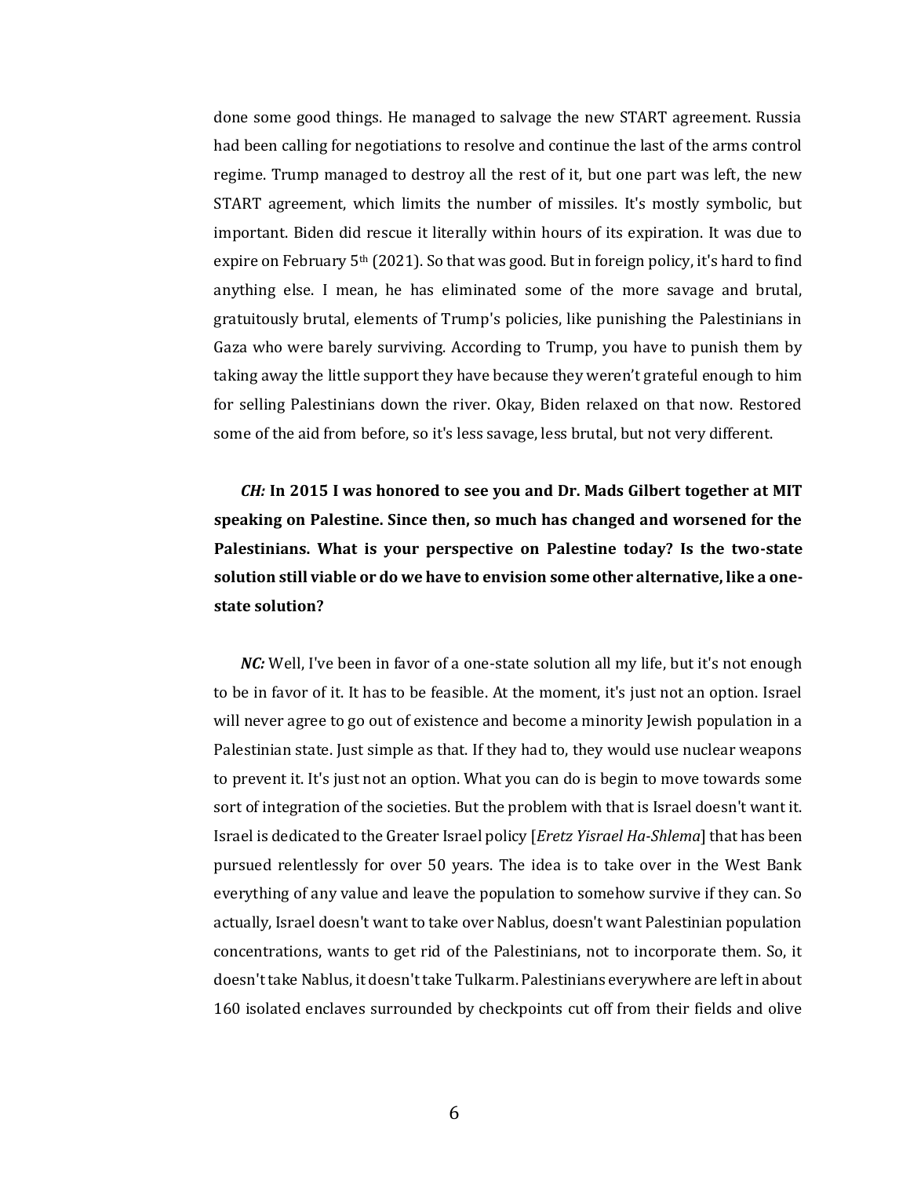done some good things. He managed to salvage the new START agreement. Russia had been calling for negotiations to resolve and continue the last of the arms control regime. Trump managed to destroy all the rest of it, but one part was left, the new START agreement, which limits the number of missiles. It's mostly symbolic, but important. Biden did rescue it literally within hours of its expiration. It was due to expire on February 5th (2021). So that was good. But in foreign policy, it's hard to find anything else. I mean, he has eliminated some of the more savage and brutal, gratuitously brutal, elements of Trump's policies, like punishing the Palestinians in Gaza who were barely surviving. According to Trump, you have to punish them by taking away the little support they have because they weren't grateful enough to him for selling Palestinians down the river. Okay, Biden relaxed on that now. Restored some of the aid from before, so it's less savage, less brutal, but not very different.

***CH:*** **In 2015 I was honored to see you and Dr. Mads Gilbert together at MIT speaking on Palestine. Since then, so much has changed and worsened for the Palestinians. What is your perspective on Palestine today? Is the two-state solution still viable or do we have to envision some other alternative, like a one-state solution?**

***NC:*** Well, I've been in favor of a one-state solution all my life, but it's not enough to be in favor of it. It has to be feasible. At the moment, it's just not an option. Israel will never agree to go out of existence and become a minority Jewish population in a Palestinian state. Just simple as that. If they had to, they would use nuclear weapons to prevent it. It's just not an option. What you can do is begin to move towards some sort of integration of the societies. But the problem with that is Israel doesn't want it. Israel is dedicated to the Greater Israel policy [*Eretz Yisrael Ha-Shlema*] that has been pursued relentlessly for over 50 years. The idea is to take over in the West Bank everything of any value and leave the population to somehow survive if they can. So actually, Israel doesn't want to take over Nablus, doesn't want Palestinian population concentrations, wants to get rid of the Palestinians, not to incorporate them. So, it doesn't take Nablus, it doesn't take Tulkarm. Palestinians everywhere are left in about 160 isolated enclaves surrounded by checkpoints cut off from their fields and olive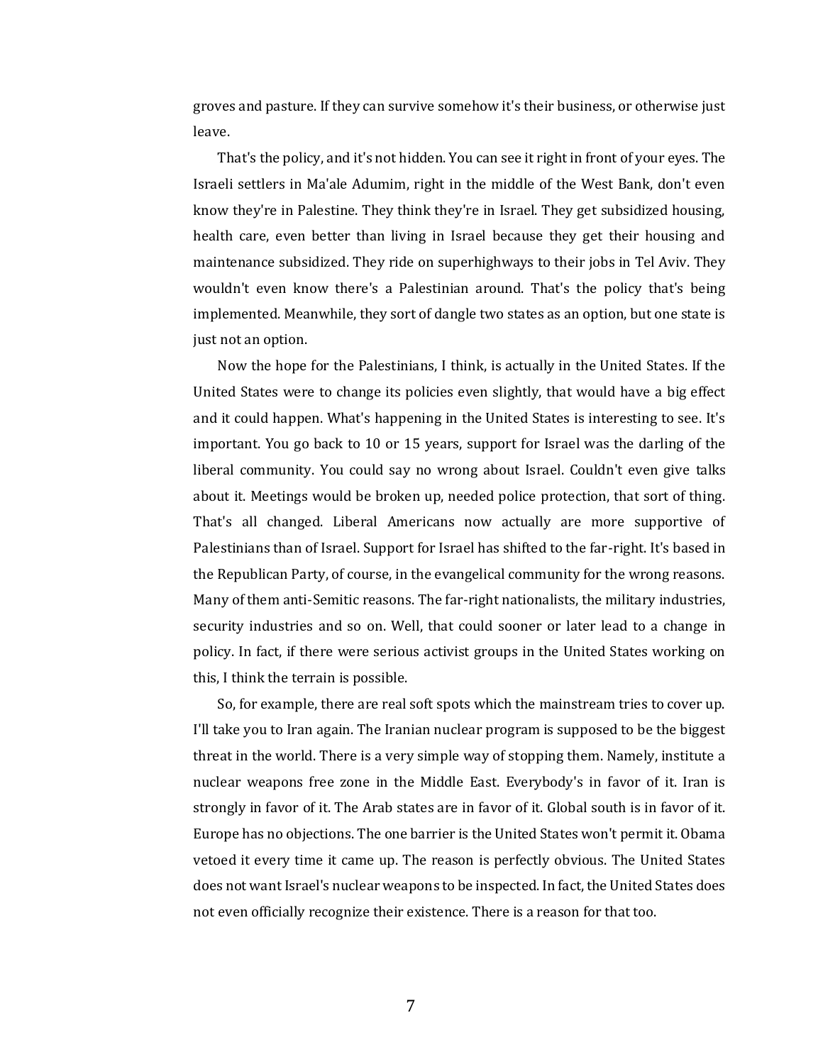groves and pasture. If they can survive somehow it's their business, or otherwise just leave.

That's the policy, and it's not hidden. You can see it right in front of your eyes. The Israeli settlers in Ma'ale Adumim, right in the middle of the West Bank, don't even know they're in Palestine. They think they're in Israel. They get subsidized housing, health care, even better than living in Israel because they get their housing and maintenance subsidized. They ride on superhighways to their jobs in Tel Aviv. They wouldn't even know there's a Palestinian around. That's the policy that's being implemented. Meanwhile, they sort of dangle two states as an option, but one state is just not an option.

Now the hope for the Palestinians, I think, is actually in the United States. If the United States were to change its policies even slightly, that would have a big effect and it could happen. What's happening in the United States is interesting to see. It's important. You go back to 10 or 15 years, support for Israel was the darling of the liberal community. You could say no wrong about Israel. Couldn't even give talks about it. Meetings would be broken up, needed police protection, that sort of thing. That's all changed. Liberal Americans now actually are more supportive of Palestinians than of Israel. Support for Israel has shifted to the far-right. It's based in the Republican Party, of course, in the evangelical community for the wrong reasons. Many of them anti-Semitic reasons. The far-right nationalists, the military industries, security industries and so on. Well, that could sooner or later lead to a change in policy. In fact, if there were serious activist groups in the United States working on this, I think the terrain is possible.

So, for example, there are real soft spots which the mainstream tries to cover up. I'll take you to Iran again. The Iranian nuclear program is supposed to be the biggest threat in the world. There is a very simple way of stopping them. Namely, institute a nuclear weapons free zone in the Middle East. Everybody's in favor of it. Iran is strongly in favor of it. The Arab states are in favor of it. Global south is in favor of it. Europe has no objections. The one barrier is the United States won't permit it. Obama vetoed it every time it came up. The reason is perfectly obvious. The United States does not want Israel's nuclear weapons to be inspected. In fact, the United States does not even officially recognize their existence. There is a reason for that too.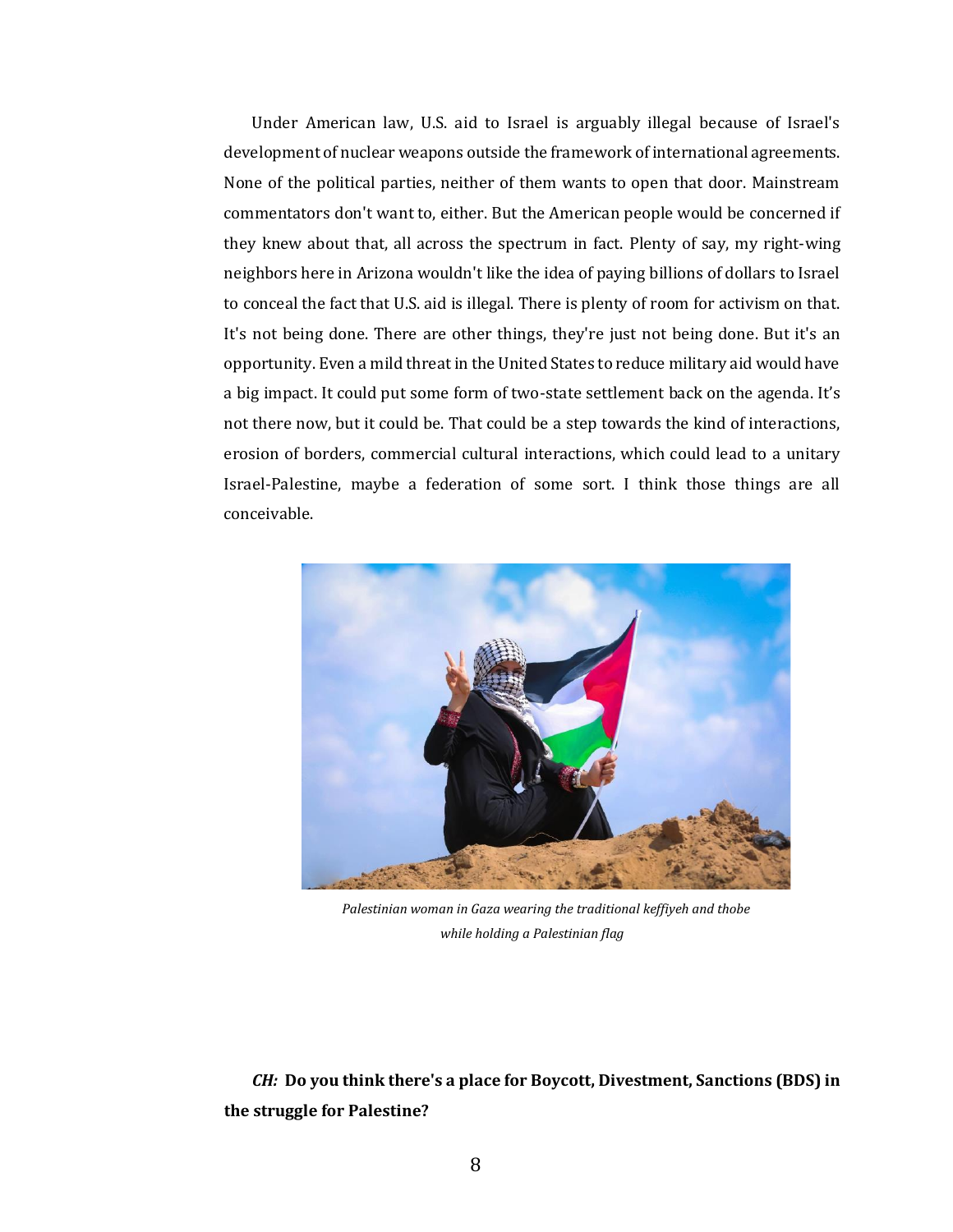Under American law, U.S. aid to Israel is arguably illegal because of Israel's development of nuclear weapons outside the framework of international agreements. None of the political parties, neither of them wants to open that door. Mainstream commentators don't want to, either. But the American people would be concerned if they knew about that, all across the spectrum in fact. Plenty of say, my right-wing neighbors here in Arizona wouldn't like the idea of paying billions of dollars to Israel to conceal the fact that U.S. aid is illegal. There is plenty of room for activism on that. It's not being done. There are other things, they're just not being done. But it's an opportunity. Even a mild threat in the United States to reduce military aid would have a big impact. It could put some form of two-state settlement back on the agenda. It's not there now, but it could be. That could be a step towards the kind of interactions, erosion of borders, commercial cultural interactions, which could lead to a unitary Israel-Palestine, maybe a federation of some sort. I think those things are all conceivable.

*Palestinian woman in Gaza wearing the traditional keffiyeh and thobe while holding a Palestinian flag*

***CH:*** **Do you think there's a place for Boycott, Divestment, Sanctions (BDS) in the struggle for Palestine?**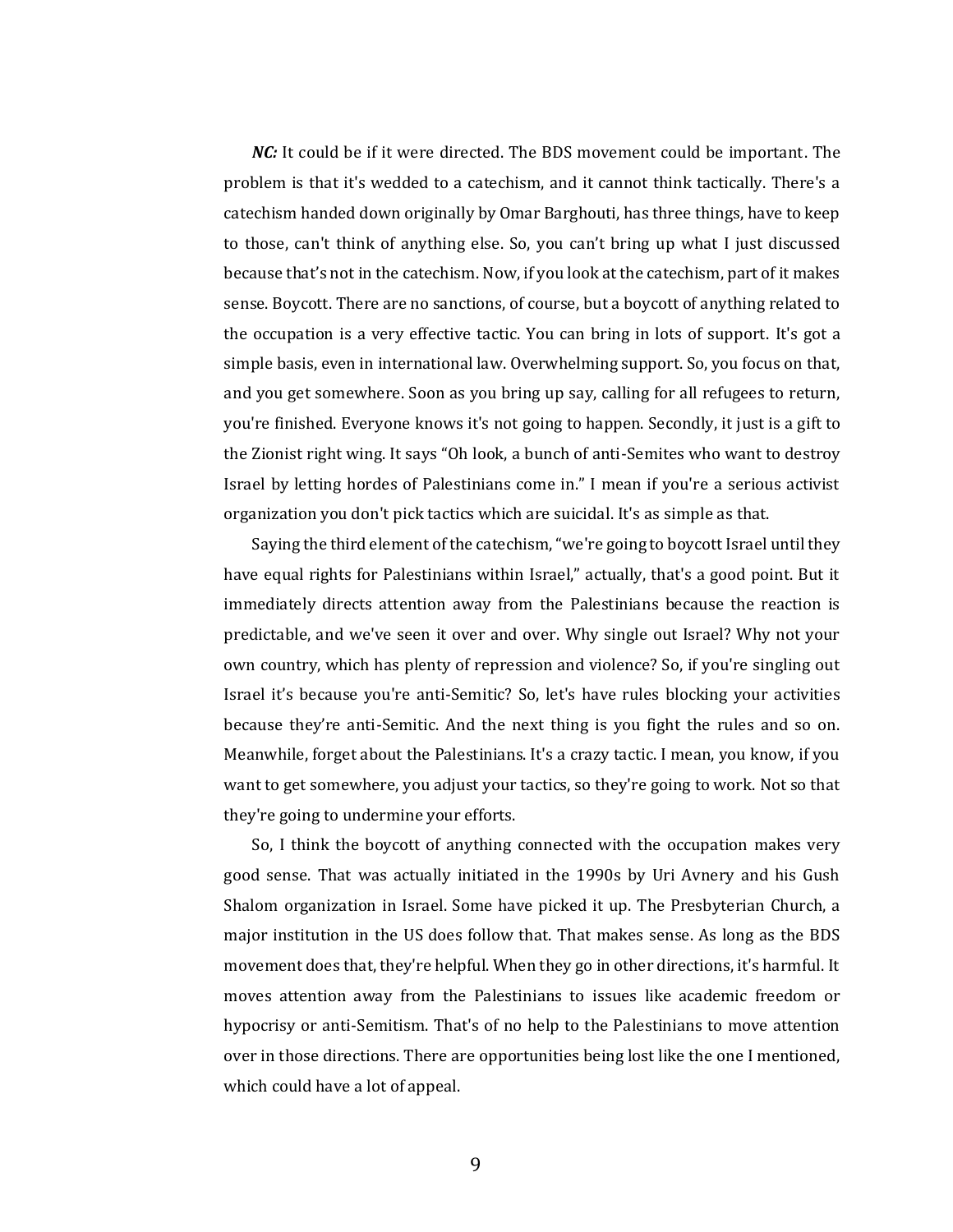***NC:*** It could be if it were directed. The BDS movement could be important. The problem is that it's wedded to a catechism, and it cannot think tactically. There's a catechism handed down originally by Omar Barghouti, has three things, have to keep to those, can't think of anything else. So, you can't bring up what I just discussed because that's not in the catechism. Now, if you look at the catechism, part of it makes sense. Boycott. There are no sanctions, of course, but a boycott of anything related to the occupation is a very effective tactic. You can bring in lots of support. It's got a simple basis, even in international law. Overwhelming support. So, you focus on that, and you get somewhere. Soon as you bring up say, calling for all refugees to return, you're finished. Everyone knows it's not going to happen. Secondly, it just is a gift to the Zionist right wing. It says "Oh look, a bunch of anti-Semites who want to destroy Israel by letting hordes of Palestinians come in." I mean if you're a serious activist organization you don't pick tactics which are suicidal. It's as simple as that.

Saying the third element of the catechism, "we're going to boycott Israel until they have equal rights for Palestinians within Israel," actually, that's a good point. But it immediately directs attention away from the Palestinians because the reaction is predictable, and we've seen it over and over. Why single out Israel? Why not your own country, which has plenty of repression and violence? So, if you're singling out Israel it's because you're anti-Semitic? So, let's have rules blocking your activities because they're anti-Semitic. And the next thing is you fight the rules and so on. Meanwhile, forget about the Palestinians. It's a crazy tactic. I mean, you know, if you want to get somewhere, you adjust your tactics, so they're going to work. Not so that they're going to undermine your efforts.

So, I think the boycott of anything connected with the occupation makes very good sense. That was actually initiated in the 1990s by Uri Avnery and his Gush Shalom organization in Israel. Some have picked it up. The Presbyterian Church, a major institution in the US does follow that. That makes sense. As long as the BDS movement does that, they're helpful. When they go in other directions, it's harmful. It moves attention away from the Palestinians to issues like academic freedom or hypocrisy or anti-Semitism. That's of no help to the Palestinians to move attention over in those directions. There are opportunities being lost like the one I mentioned, which could have a lot of appeal.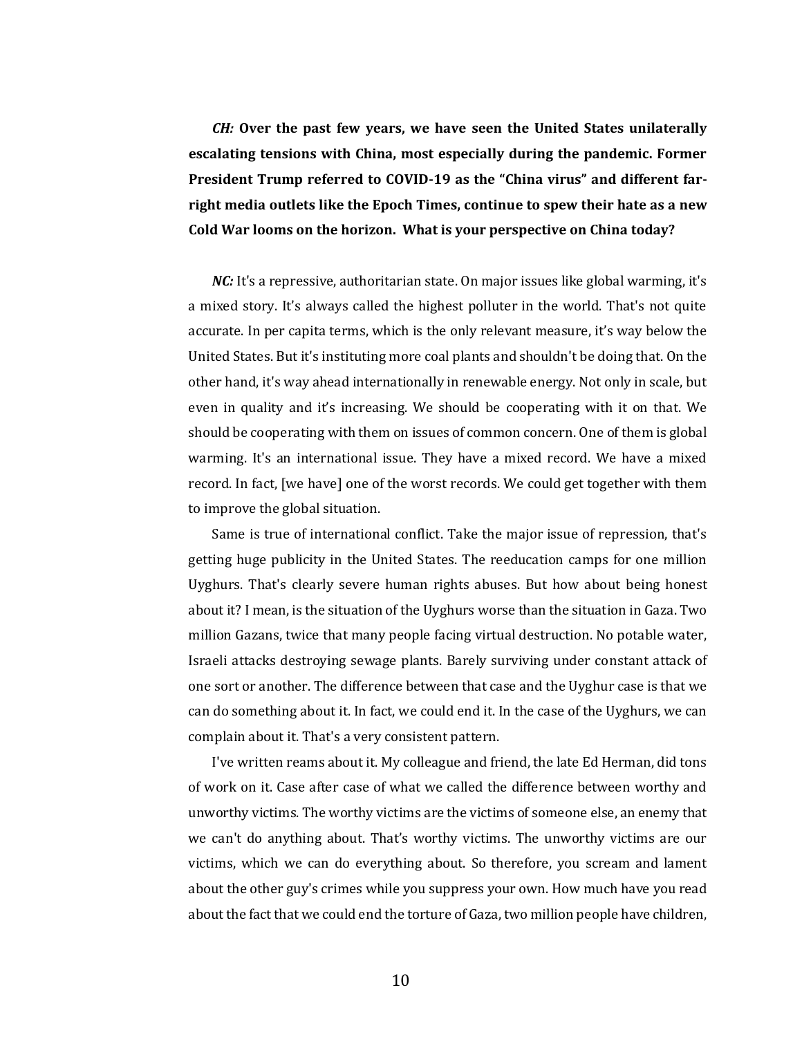***CH:* Over the past few years, we have seen the United States unilaterally escalating tensions with China, most especially during the pandemic. Former President Trump referred to COVID-19 as the "China virus" and different far-right media outlets like the Epoch Times, continue to spew their hate as a new Cold War looms on the horizon. What is your perspective on China today?**

***NC:*** It's a repressive, authoritarian state. On major issues like global warming, it's a mixed story. It's always called the highest polluter in the world. That's not quite accurate. In per capita terms, which is the only relevant measure, it's way below the United States. But it's instituting more coal plants and shouldn't be doing that. On the other hand, it's way ahead internationally in renewable energy. Not only in scale, but even in quality and it's increasing. We should be cooperating with it on that. We should be cooperating with them on issues of common concern. One of them is global warming. It's an international issue. They have a mixed record. We have a mixed record. In fact, [we have] one of the worst records. We could get together with them to improve the global situation.

Same is true of international conflict. Take the major issue of repression, that's getting huge publicity in the United States. The reeducation camps for one million Uyghurs. That's clearly severe human rights abuses. But how about being honest about it? I mean, is the situation of the Uyghurs worse than the situation in Gaza. Two million Gazans, twice that many people facing virtual destruction. No potable water, Israeli attacks destroying sewage plants. Barely surviving under constant attack of one sort or another. The difference between that case and the Uyghur case is that we can do something about it. In fact, we could end it. In the case of the Uyghurs, we can complain about it. That's a very consistent pattern.

I've written reams about it. My colleague and friend, the late Ed Herman, did tons of work on it. Case after case of what we called the difference between worthy and unworthy victims. The worthy victims are the victims of someone else, an enemy that we can't do anything about. That's worthy victims. The unworthy victims are our victims, which we can do everything about. So therefore, you scream and lament about the other guy's crimes while you suppress your own. How much have you read about the fact that we could end the torture of Gaza, two million people have children,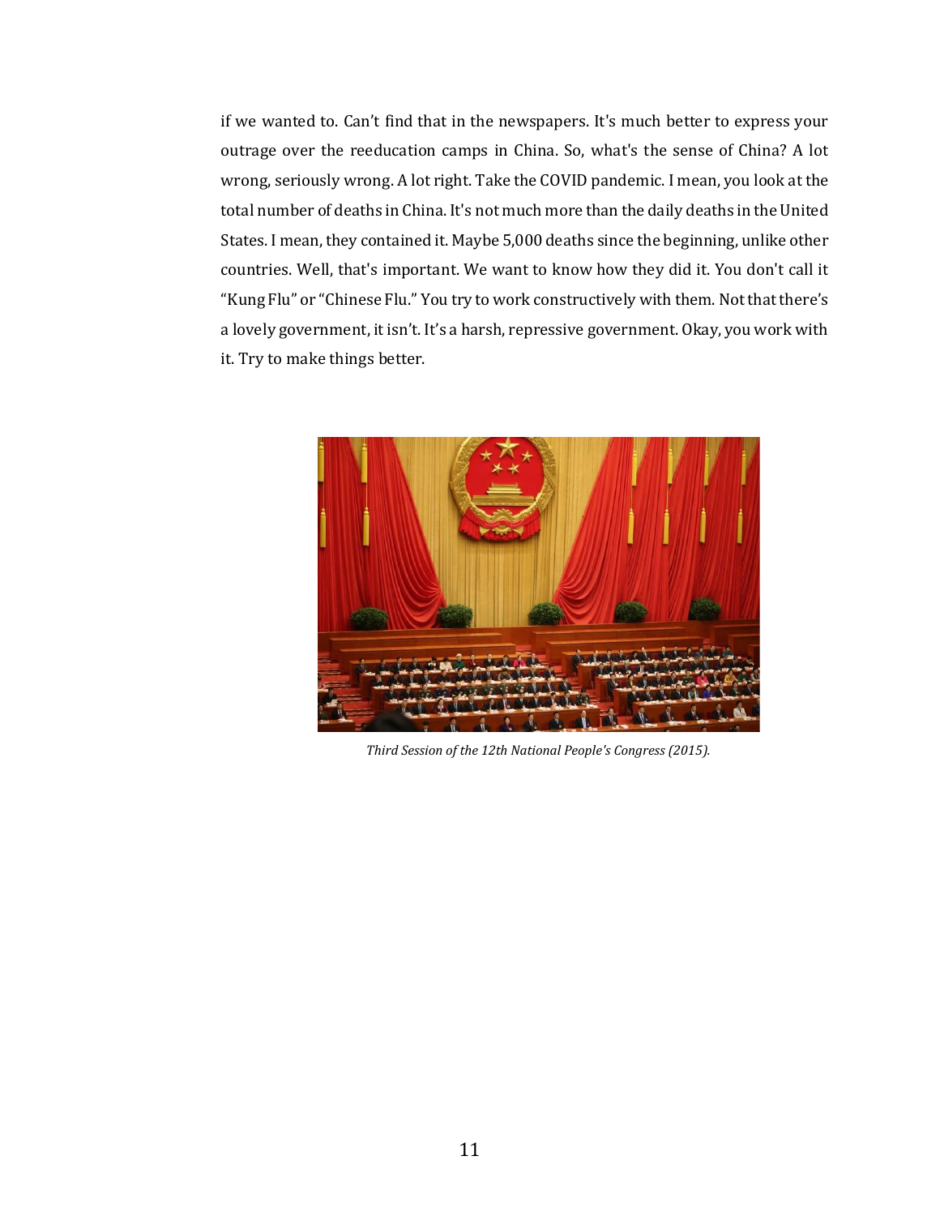if we wanted to. Can't find that in the newspapers. It's much better to express your outrage over the reeducation camps in China. So, what's the sense of China? A lot wrong, seriously wrong. A lot right. Take the COVID pandemic. I mean, you look at the total number of deaths in China. It's not much more than the daily deaths in the United States. I mean, they contained it. Maybe 5,000 deaths since the beginning, unlike other countries. Well, that's important. We want to know how they did it. You don't call it "Kung Flu" or "Chinese Flu." You try to work constructively with them. Not that there's a lovely government, it isn't. It's a harsh, repressive government. Okay, you work with it. Try to make things better.

*Third Session of the 12th National People's Congress (2015).*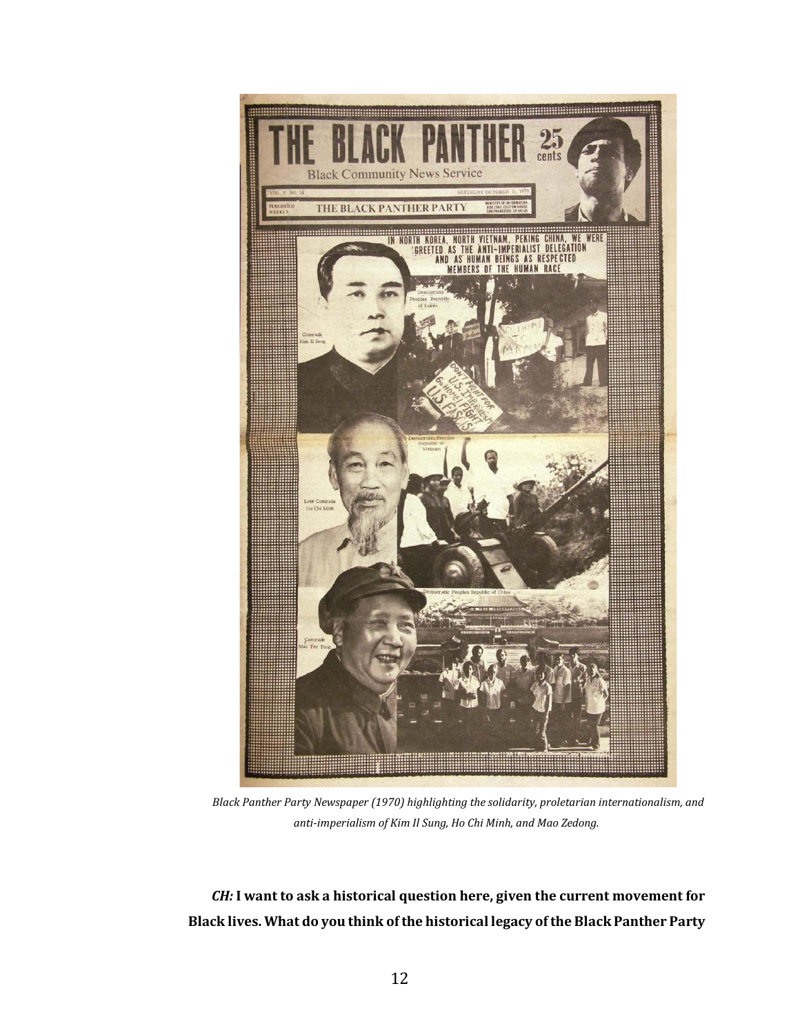*Black Panther Party Newspaper (1970) highlighting the solidarity, proletarian internationalism, and anti-imperialism of Kim Il Sung, Ho Chi Minh, and Mao Zedong.*

***CH:* I want to ask a historical question here, given the current movement for Black lives. What do you think of the historical legacy of the Black Panther Party**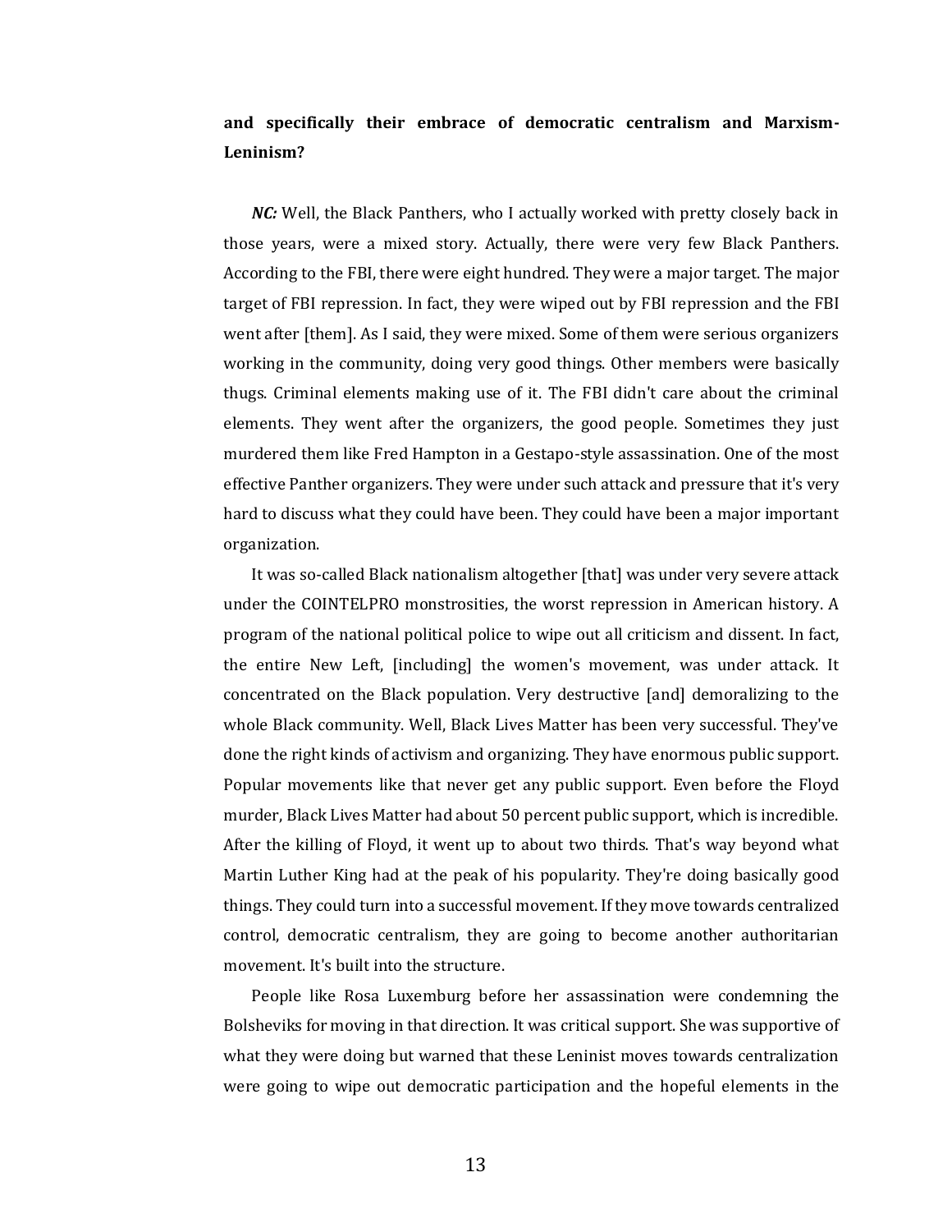**and specifically their embrace of democratic centralism and Marxism-Leninism?**

***NC:*** Well, the Black Panthers, who I actually worked with pretty closely back in those years, were a mixed story. Actually, there were very few Black Panthers. According to the FBI, there were eight hundred. They were a major target. The major target of FBI repression. In fact, they were wiped out by FBI repression and the FBI went after [them]. As I said, they were mixed. Some of them were serious organizers working in the community, doing very good things. Other members were basically thugs. Criminal elements making use of it. The FBI didn't care about the criminal elements. They went after the organizers, the good people. Sometimes they just murdered them like Fred Hampton in a Gestapo-style assassination. One of the most effective Panther organizers. They were under such attack and pressure that it's very hard to discuss what they could have been. They could have been a major important organization.

It was so-called Black nationalism altogether [that] was under very severe attack under the COINTELPRO monstrosities, the worst repression in American history. A program of the national political police to wipe out all criticism and dissent. In fact, the entire New Left, [including] the women's movement, was under attack. It concentrated on the Black population. Very destructive [and] demoralizing to the whole Black community. Well, Black Lives Matter has been very successful. They've done the right kinds of activism and organizing. They have enormous public support. Popular movements like that never get any public support. Even before the Floyd murder, Black Lives Matter had about 50 percent public support, which is incredible. After the killing of Floyd, it went up to about two thirds. That's way beyond what Martin Luther King had at the peak of his popularity. They're doing basically good things. They could turn into a successful movement. If they move towards centralized control, democratic centralism, they are going to become another authoritarian movement. It's built into the structure.

People like Rosa Luxemburg before her assassination were condemning the Bolsheviks for moving in that direction. It was critical support. She was supportive of what they were doing but warned that these Leninist moves towards centralization were going to wipe out democratic participation and the hopeful elements in the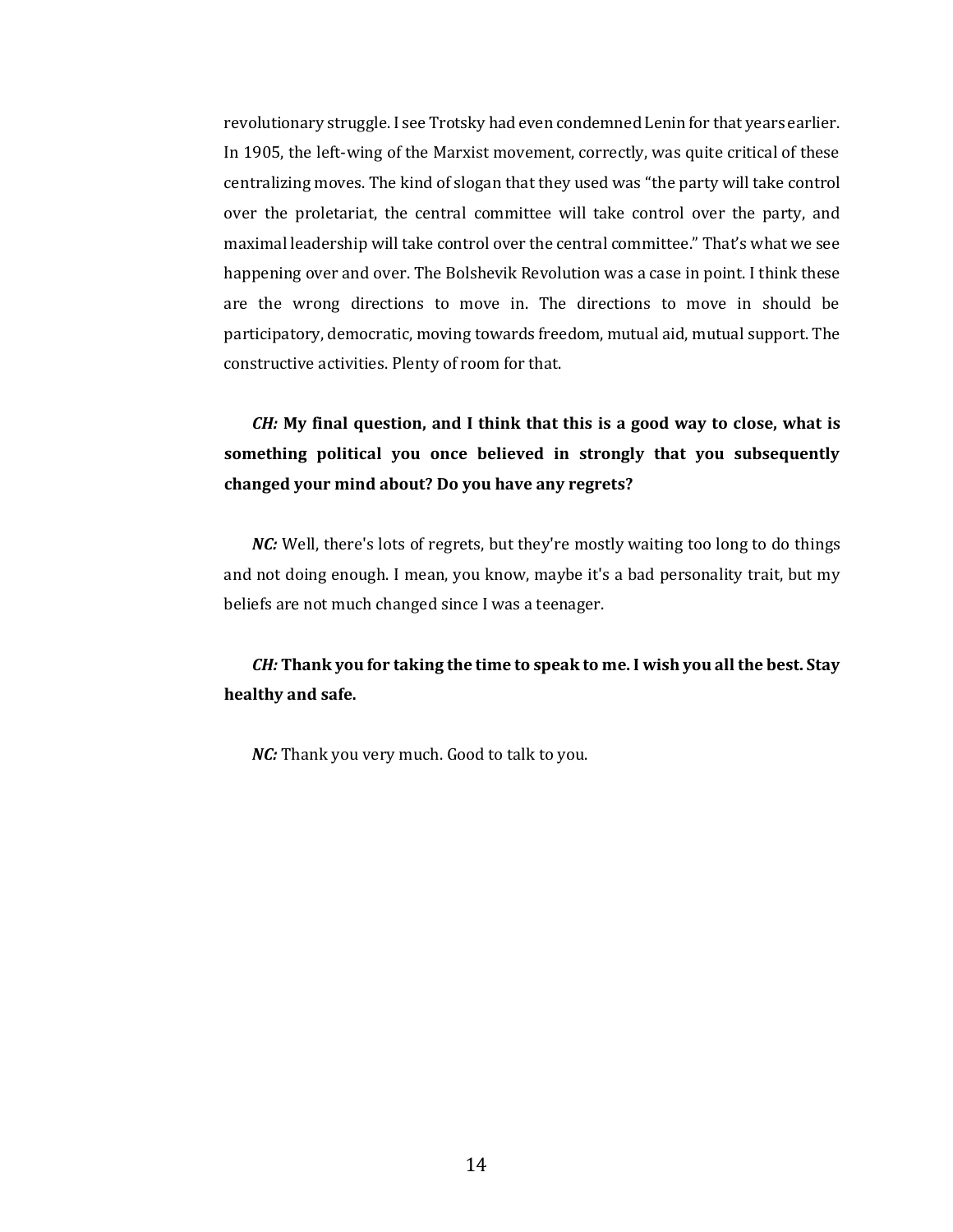revolutionary struggle. I see Trotsky had even condemned Lenin for that years earlier. In 1905, the left-wing of the Marxist movement, correctly, was quite critical of these centralizing moves. The kind of slogan that they used was "the party will take control over the proletariat, the central committee will take control over the party, and maximal leadership will take control over the central committee." That's what we see happening over and over. The Bolshevik Revolution was a case in point. I think these are the wrong directions to move in. The directions to move in should be participatory, democratic, moving towards freedom, mutual aid, mutual support. The constructive activities. Plenty of room for that.

***CH:*** **My final question, and I think that this is a good way to close, what is something political you once believed in strongly that you subsequently changed your mind about? Do you have any regrets?**

***NC:*** Well, there's lots of regrets, but they're mostly waiting too long to do things and not doing enough. I mean, you know, maybe it's a bad personality trait, but my beliefs are not much changed since I was a teenager.

***CH:*** **Thank you for taking the time to speak to me. I wish you all the best. Stay healthy and safe.**

***NC:*** Thank you very much. Good to talk to you.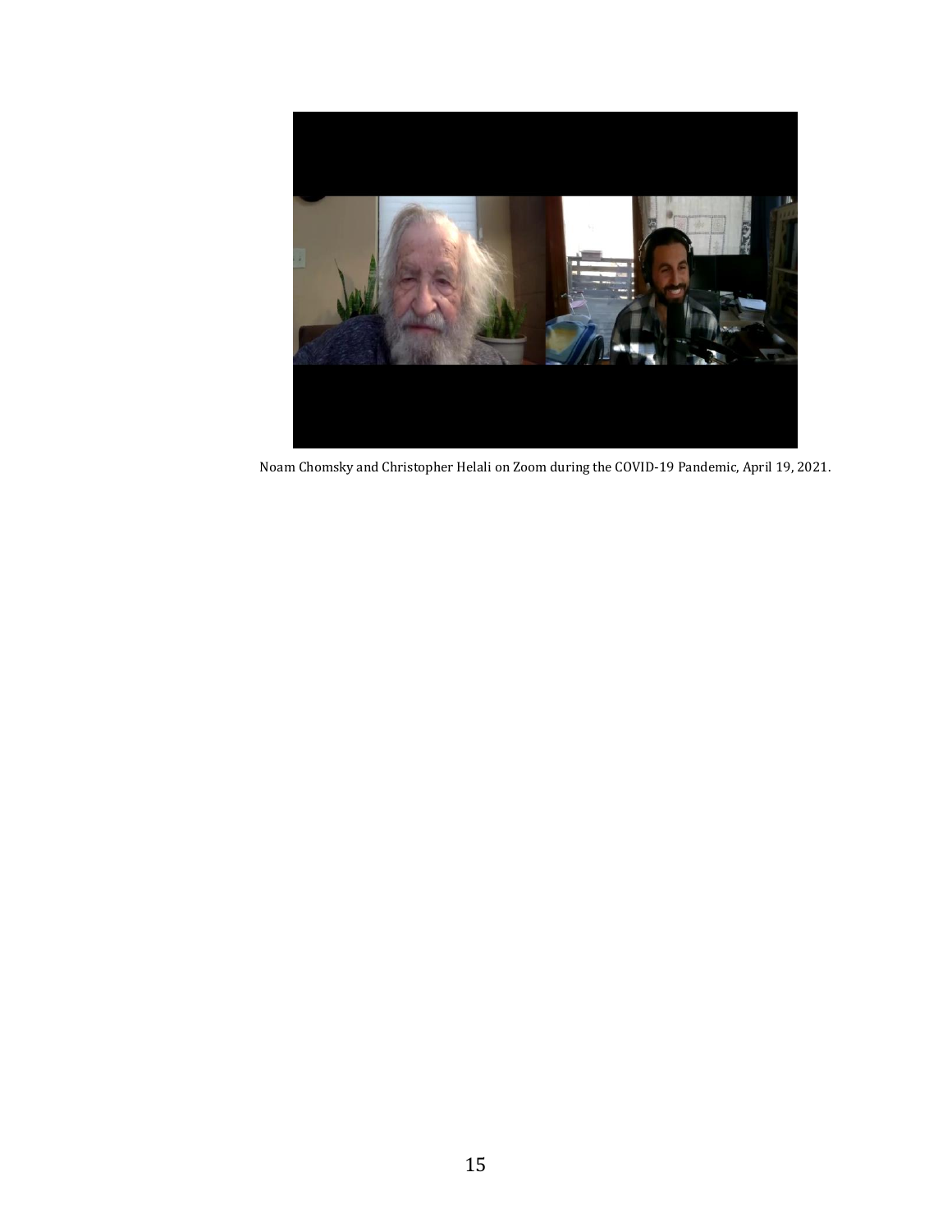Noam Chomsky and Christopher Helali on Zoom during the COVID-19 Pandemic, April 19, 2021.